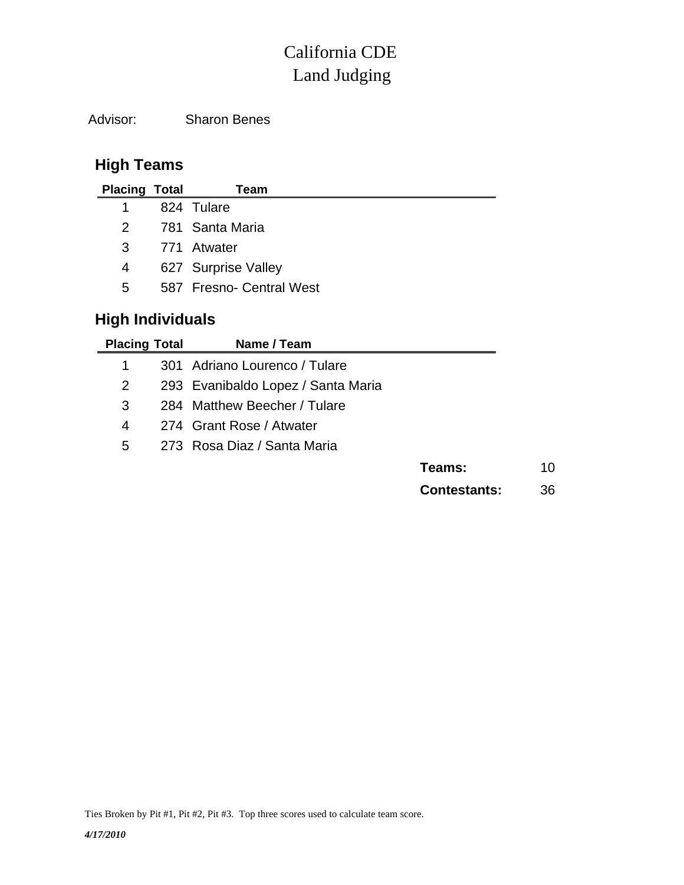# California CDE
# Land Judging

Advisor: Sharon Benes

## High Teams

| Placing | Total | Team |
|---|---|---|
| 1 | 824 | Tulare |
| 2 | 781 | Santa Maria |
| 3 | 771 | Atwater |
| 4 | 627 | Surprise Valley |
| 5 | 587 | Fresno- Central West |

## High Individuals

| Placing | Total | Name / Team |
|---|---|---|
| 1 | 301 | Adriano Lourenco / Tulare |
| 2 | 293 | Evanibaldo Lopez / Santa Maria |
| 3 | 284 | Matthew Beecher / Tulare |
| 4 | 274 | Grant Rose / Atwater |
| 5 | 273 | Rosa Diaz / Santa Maria |

**Teams:** 10

**Contestants:** 36

Ties Broken by Pit #1, Pit #2, Pit #3. Top three scores used to calculate team score.

*4/17/2010*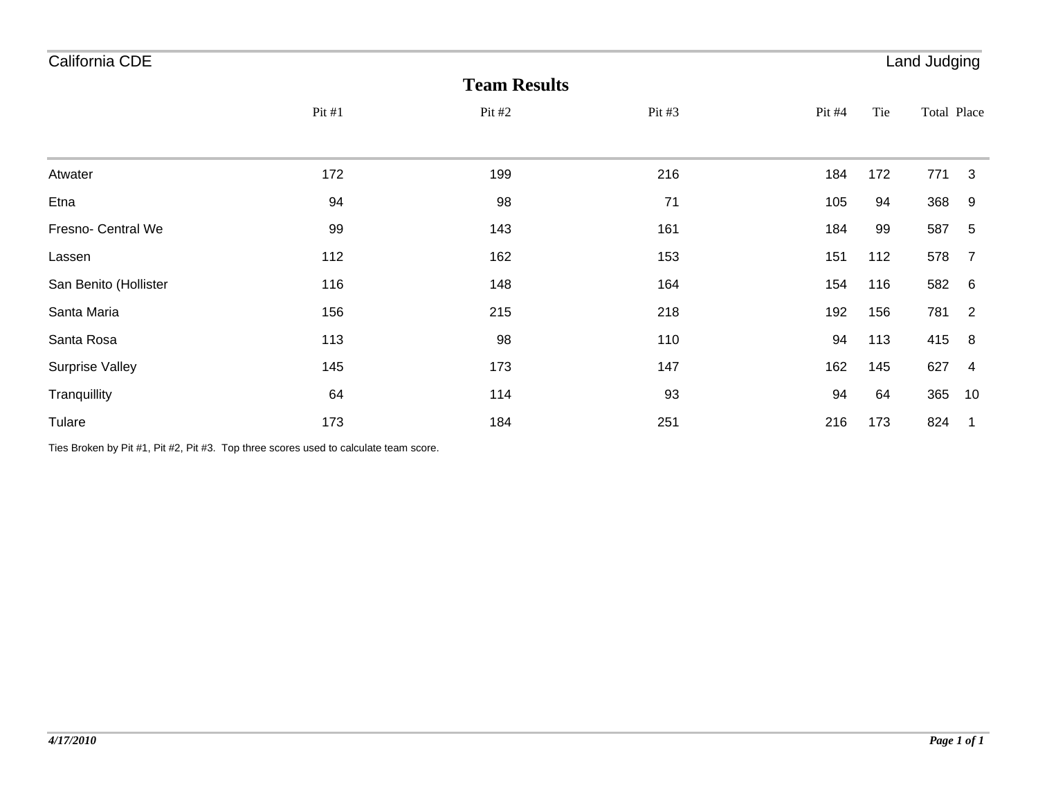California CDE — Land Judging

## Team Results

| | Pit #1 | Pit #2 | Pit #3 | Pit #4 | Tie | Total | Place |
|---|---|---|---|---|---|---|---|
| Atwater | 172 | 199 | 216 | 184 | 172 | 771 | 3 |
| Etna | 94 | 98 | 71 | 105 | 94 | 368 | 9 |
| Fresno- Central We | 99 | 143 | 161 | 184 | 99 | 587 | 5 |
| Lassen | 112 | 162 | 153 | 151 | 112 | 578 | 7 |
| San Benito (Hollister | 116 | 148 | 164 | 154 | 116 | 582 | 6 |
| Santa Maria | 156 | 215 | 218 | 192 | 156 | 781 | 2 |
| Santa Rosa | 113 | 98 | 110 | 94 | 113 | 415 | 8 |
| Surprise Valley | 145 | 173 | 147 | 162 | 145 | 627 | 4 |
| Tranquillity | 64 | 114 | 93 | 94 | 64 | 365 | 10 |
| Tulare | 173 | 184 | 251 | 216 | 173 | 824 | 1 |

Ties Broken by Pit #1, Pit #2, Pit #3. Top three scores used to calculate team score.

*4/17/2010*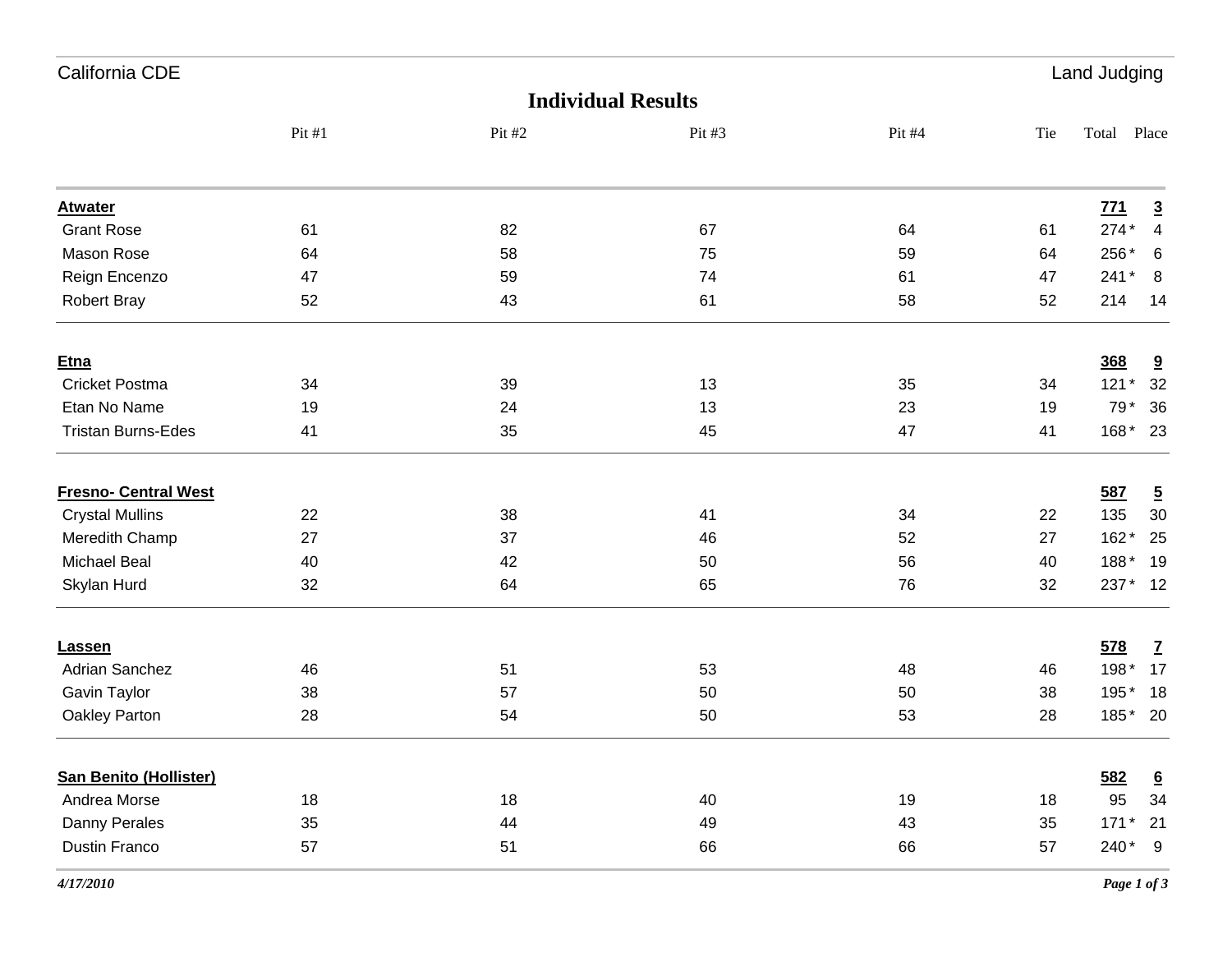California CDE — Land Judging

# Individual Results

| | Pit #1 | Pit #2 | Pit #3 | Pit #4 | Tie | Total | Place |
|---|---|---|---|---|---|---|---|
| **Atwater** | | | | | | **771** | **3** |
| Grant Rose | 61 | 82 | 67 | 64 | 61 | 274 * | 4 |
| Mason Rose | 64 | 58 | 75 | 59 | 64 | 256 * | 6 |
| Reign Encenzo | 47 | 59 | 74 | 61 | 47 | 241 * | 8 |
| Robert Bray | 52 | 43 | 61 | 58 | 52 | 214 | 14 |
| **Etna** | | | | | | **368** | **9** |
| Cricket Postma | 34 | 39 | 13 | 35 | 34 | 121 * | 32 |
| Etan No Name | 19 | 24 | 13 | 23 | 19 | 79 * | 36 |
| Tristan Burns-Edes | 41 | 35 | 45 | 47 | 41 | 168 * | 23 |
| **Fresno- Central West** | | | | | | **587** | **5** |
| Crystal Mullins | 22 | 38 | 41 | 34 | 22 | 135 | 30 |
| Meredith Champ | 27 | 37 | 46 | 52 | 27 | 162 * | 25 |
| Michael Beal | 40 | 42 | 50 | 56 | 40 | 188 * | 19 |
| Skylan Hurd | 32 | 64 | 65 | 76 | 32 | 237 * | 12 |
| **Lassen** | | | | | | **578** | **7** |
| Adrian Sanchez | 46 | 51 | 53 | 48 | 46 | 198 * | 17 |
| Gavin Taylor | 38 | 57 | 50 | 50 | 38 | 195 * | 18 |
| Oakley Parton | 28 | 54 | 50 | 53 | 28 | 185 * | 20 |
| **San Benito (Hollister)** | | | | | | **582** | **6** |
| Andrea Morse | 18 | 18 | 40 | 19 | 18 | 95 | 34 |
| Danny Perales | 35 | 44 | 49 | 43 | 35 | 171 * | 21 |
| Dustin Franco | 57 | 51 | 66 | 66 | 57 | 240 * | 9 |

*4/17/2010*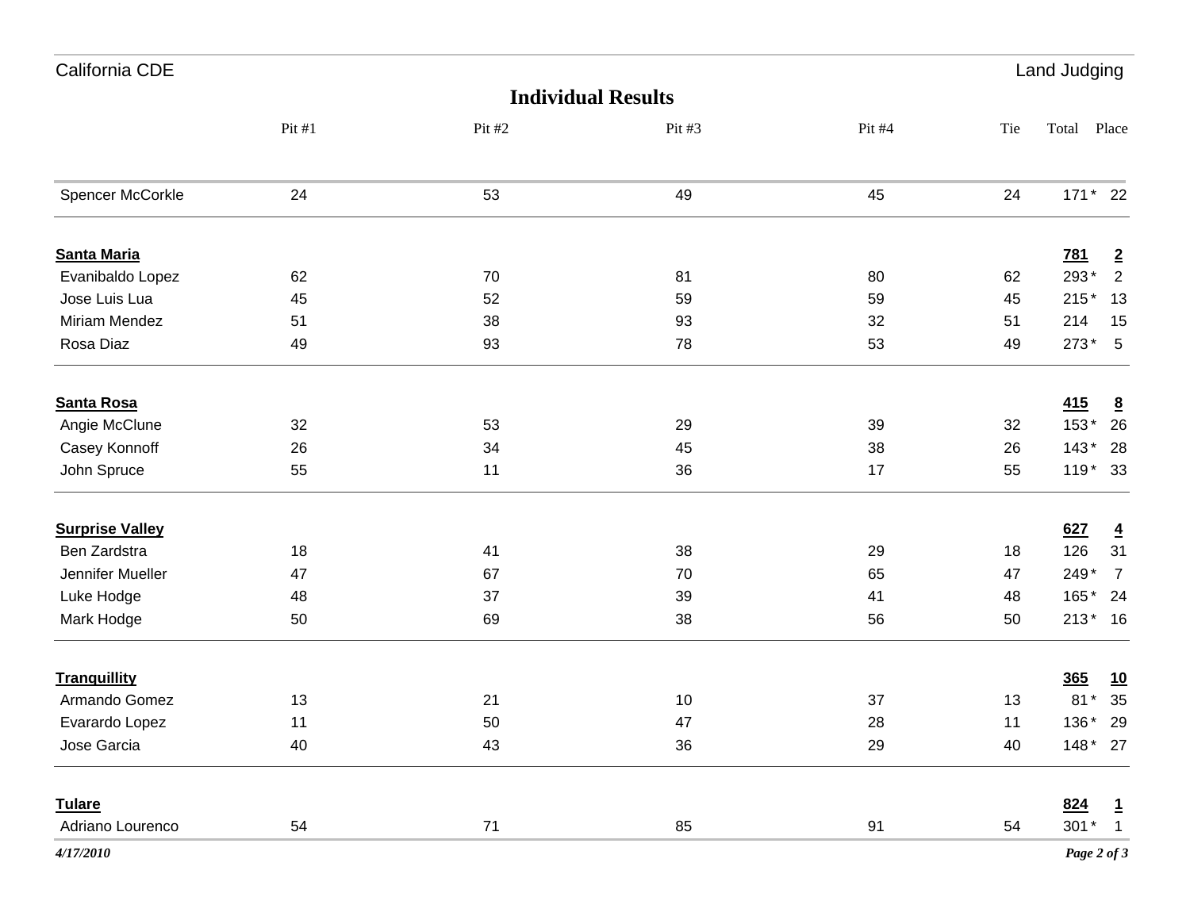## Individual Results

| | Pit #1 | Pit #2 | Pit #3 | Pit #4 | Tie | Total | Place |
|---|---|---|---|---|---|---|---|
| Spencer McCorkle | 24 | 53 | 49 | 45 | 24 | 171 * | 22 |
| **Santa Maria** | | | | | | **781** | **2** |
| Evanibaldo Lopez | 62 | 70 | 81 | 80 | 62 | 293 * | 2 |
| Jose Luis Lua | 45 | 52 | 59 | 59 | 45 | 215 * | 13 |
| Miriam Mendez | 51 | 38 | 93 | 32 | 51 | 214 | 15 |
| Rosa Diaz | 49 | 93 | 78 | 53 | 49 | 273 * | 5 |
| **Santa Rosa** | | | | | | **415** | **8** |
| Angie McClune | 32 | 53 | 29 | 39 | 32 | 153 * | 26 |
| Casey Konnoff | 26 | 34 | 45 | 38 | 26 | 143 * | 28 |
| John Spruce | 55 | 11 | 36 | 17 | 55 | 119 * | 33 |
| **Surprise Valley** | | | | | | **627** | **4** |
| Ben Zardstra | 18 | 41 | 38 | 29 | 18 | 126 | 31 |
| Jennifer Mueller | 47 | 67 | 70 | 65 | 47 | 249 * | 7 |
| Luke Hodge | 48 | 37 | 39 | 41 | 48 | 165 * | 24 |
| Mark Hodge | 50 | 69 | 38 | 56 | 50 | 213 * | 16 |
| **Tranquillity** | | | | | | **365** | **10** |
| Armando Gomez | 13 | 21 | 10 | 37 | 13 | 81 * | 35 |
| Evarardo Lopez | 11 | 50 | 47 | 28 | 11 | 136 * | 29 |
| Jose Garcia | 40 | 43 | 36 | 29 | 40 | 148 * | 27 |
| **Tulare** | | | | | | **824** | **1** |
| Adriano Lourenco | 54 | 71 | 85 | 91 | 54 | 301 * | 1 |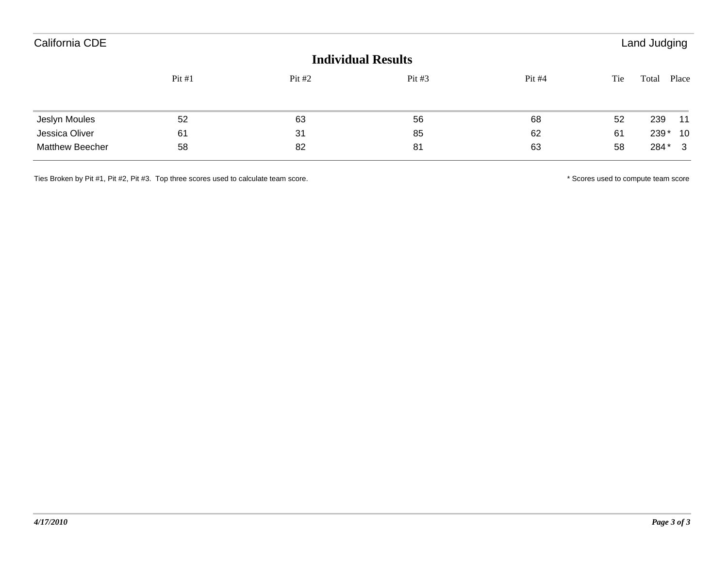## Individual Results

| | Pit #1 | Pit #2 | Pit #3 | Pit #4 | Tie | Total | Place |
|---|---|---|---|---|---|---|---|
| Jeslyn Moules | 52 | 63 | 56 | 68 | 52 | 239 | 11 |
| Jessica Oliver | 61 | 31 | 85 | 62 | 61 | 239 * | 10 |
| Matthew Beecher | 58 | 82 | 81 | 63 | 58 | 284 * | 3 |

Ties Broken by Pit #1, Pit #2, Pit #3. Top three scores used to calculate team score.

* Scores used to compute team score